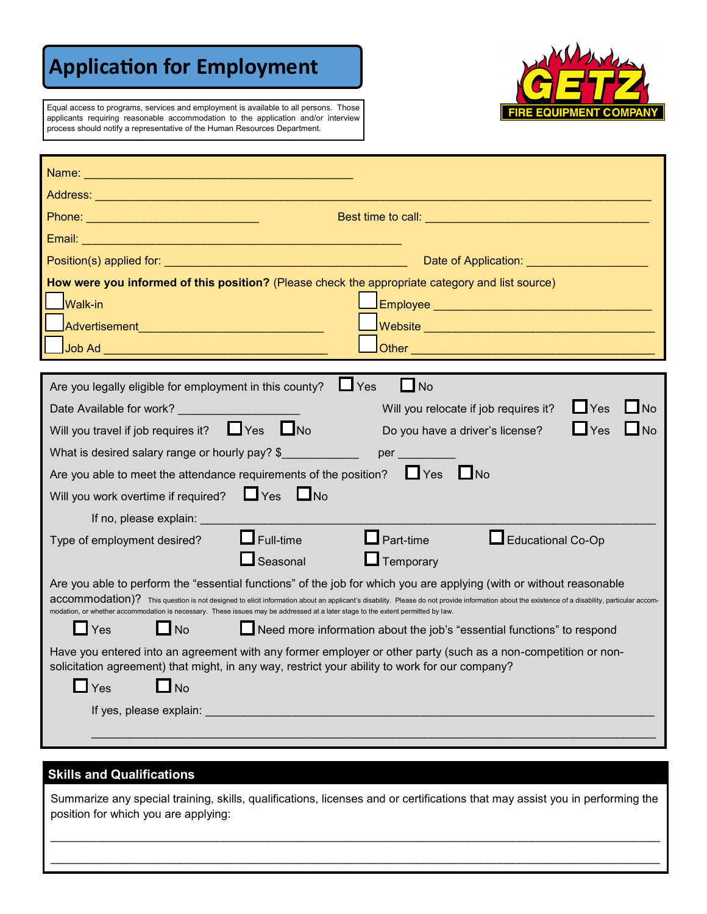# Application for Employment

Equal access to programs, services and employment is available to all persons. Those applicants requiring reasonable accommodation to the application and/or interview process should notify a representative of the Human Resources Department.

GETZ FIRE EQUIPMENT COMPANY

Name: ___________________________________________

Address: ___________________________________________________________________________________

Phone: ___________________________ Best time to call: ___________________________________

Email: ___________________________________________________

Position(s) applied for: ______________________________________ Date of Application: ___________________

**How were you informed of this position?** (Please check the appropriate category and list source)

- ☐ Walk-in
- ☐ Advertisement____________________________
- ☐ Job Ad ___________________________________
- ☐ Employee _________________________________
- ☐ Website __________________________________
- ☐ Other ____________________________________

Are you legally eligible for employment in this county? ☐ Yes ☐ No

Date Available for work? ___________________

Will you relocate if job requires it? ☐ Yes ☐ No

Will you travel if job requires it? ☐ Yes ☐ No

Do you have a driver's license? ☐ Yes ☐ No

What is desired salary range or hourly pay? $____________ per _________

Are you able to meet the attendance requirements of the position? ☐ Yes ☐ No

Will you work overtime if required? ☐ Yes ☐ No

If no, please explain: _______________________________________________________________________

Type of employment desired? ☐ Full-time ☐ Part-time ☐ Educational Co-Op ☐ Seasonal ☐ Temporary

Are you able to perform the "essential functions" of the job for which you are applying (with or without reasonable accommodation)? This question is not designed to elicit information about an applicant's disability. Please do not provide information about the existence of a disability, particular accommodation, or whether accommodation is necessary. These issues may be addressed at a later stage to the extent permitted by law.

☐ Yes ☐ No ☐ Need more information about the job's "essential functions" to respond

Have you entered into an agreement with any former employer or other party (such as a non-competition or non-solicitation agreement) that might, in any way, restrict your ability to work for our company?

☐ Yes ☐ No

If yes, please explain: _______________________________________________________________________

_____________________________________________________________________________________

## Skills and Qualifications

Summarize any special training, skills, qualifications, licenses and or certifications that may assist you in performing the position for which you are applying:

_____________________________________________________________________________________

_____________________________________________________________________________________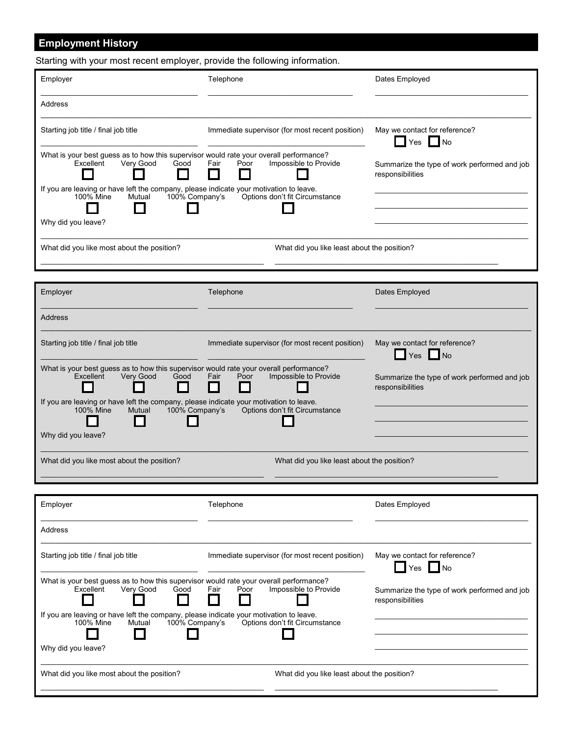## Employment History

Starting with your most recent employer, provide the following information.

Employer \_\_\_\_\_\_\_\_\_\_\_\_\_\_\_\_\_\_\_\_ Telephone \_\_\_\_\_\_\_\_\_\_\_\_\_\_\_\_\_\_\_\_ Dates Employed \_\_\_\_\_\_\_\_\_\_\_\_\_\_\_\_\_\_\_\_

Address \_\_\_\_\_\_\_\_\_\_\_\_\_\_\_\_\_\_\_\_\_\_\_\_\_\_\_\_\_\_\_\_\_\_\_\_\_\_\_\_

Starting job title / final job title \_\_\_\_\_\_\_\_\_\_\_\_\_\_\_\_\_\_\_\_ Immediate supervisor (for most recent position) \_\_\_\_\_\_\_\_\_\_\_\_\_\_\_\_\_\_\_\_

May we contact for reference? ☐ Yes ☐ No

What is your best guess as to how this supervisor would rate your overall performance?

☐ Excellent ☐ Very Good ☐ Good ☐ Fair ☐ Poor ☐ Impossible to Provide

Summarize the type of work performed and job responsibilities

\_\_\_\_\_\_\_\_\_\_\_\_\_\_\_\_\_\_\_\_\_\_\_\_\_\_\_\_\_\_\_\_\_\_\_\_\_\_\_\_

\_\_\_\_\_\_\_\_\_\_\_\_\_\_\_\_\_\_\_\_\_\_\_\_\_\_\_\_\_\_\_\_\_\_\_\_\_\_\_\_

\_\_\_\_\_\_\_\_\_\_\_\_\_\_\_\_\_\_\_\_\_\_\_\_\_\_\_\_\_\_\_\_\_\_\_\_\_\_\_\_

If you are leaving or have left the company, please indicate your motivation to leave.

☐ 100% Mine ☐ Mutual ☐ 100% Company's ☐ Options don't fit Circumstance

Why did you leave? \_\_\_\_\_\_\_\_\_\_\_\_\_\_\_\_\_\_\_\_\_\_\_\_\_\_\_\_\_\_\_\_\_\_\_\_\_\_\_\_

What did you like most about the position? \_\_\_\_\_\_\_\_\_\_\_\_\_\_\_\_\_\_\_\_

What did you like least about the position? \_\_\_\_\_\_\_\_\_\_\_\_\_\_\_\_\_\_\_\_

---

Employer \_\_\_\_\_\_\_\_\_\_\_\_\_\_\_\_\_\_\_\_ Telephone \_\_\_\_\_\_\_\_\_\_\_\_\_\_\_\_\_\_\_\_ Dates Employed \_\_\_\_\_\_\_\_\_\_\_\_\_\_\_\_\_\_\_\_

Address \_\_\_\_\_\_\_\_\_\_\_\_\_\_\_\_\_\_\_\_\_\_\_\_\_\_\_\_\_\_\_\_\_\_\_\_\_\_\_\_

Starting job title / final job title \_\_\_\_\_\_\_\_\_\_\_\_\_\_\_\_\_\_\_\_ Immediate supervisor (for most recent position) \_\_\_\_\_\_\_\_\_\_\_\_\_\_\_\_\_\_\_\_

May we contact for reference? ☐ Yes ☐ No

What is your best guess as to how this supervisor would rate your overall performance?

☐ Excellent ☐ Very Good ☐ Good ☐ Fair ☐ Poor ☐ Impossible to Provide

Summarize the type of work performed and job responsibilities

\_\_\_\_\_\_\_\_\_\_\_\_\_\_\_\_\_\_\_\_\_\_\_\_\_\_\_\_\_\_\_\_\_\_\_\_\_\_\_\_

\_\_\_\_\_\_\_\_\_\_\_\_\_\_\_\_\_\_\_\_\_\_\_\_\_\_\_\_\_\_\_\_\_\_\_\_\_\_\_\_

\_\_\_\_\_\_\_\_\_\_\_\_\_\_\_\_\_\_\_\_\_\_\_\_\_\_\_\_\_\_\_\_\_\_\_\_\_\_\_\_

If you are leaving or have left the company, please indicate your motivation to leave.

☐ 100% Mine ☐ Mutual ☐ 100% Company's ☐ Options don't fit Circumstance

Why did you leave? \_\_\_\_\_\_\_\_\_\_\_\_\_\_\_\_\_\_\_\_\_\_\_\_\_\_\_\_\_\_\_\_\_\_\_\_\_\_\_\_

What did you like most about the position? \_\_\_\_\_\_\_\_\_\_\_\_\_\_\_\_\_\_\_\_

What did you like least about the position? \_\_\_\_\_\_\_\_\_\_\_\_\_\_\_\_\_\_\_\_

---

Employer \_\_\_\_\_\_\_\_\_\_\_\_\_\_\_\_\_\_\_\_ Telephone \_\_\_\_\_\_\_\_\_\_\_\_\_\_\_\_\_\_\_\_ Dates Employed \_\_\_\_\_\_\_\_\_\_\_\_\_\_\_\_\_\_\_\_

Address \_\_\_\_\_\_\_\_\_\_\_\_\_\_\_\_\_\_\_\_\_\_\_\_\_\_\_\_\_\_\_\_\_\_\_\_\_\_\_\_

Starting job title / final job title \_\_\_\_\_\_\_\_\_\_\_\_\_\_\_\_\_\_\_\_ Immediate supervisor (for most recent position) \_\_\_\_\_\_\_\_\_\_\_\_\_\_\_\_\_\_\_\_

May we contact for reference? ☐ Yes ☐ No

What is your best guess as to how this supervisor would rate your overall performance?

☐ Excellent ☐ Very Good ☐ Good ☐ Fair ☐ Poor ☐ Impossible to Provide

Summarize the type of work performed and job responsibilities

\_\_\_\_\_\_\_\_\_\_\_\_\_\_\_\_\_\_\_\_\_\_\_\_\_\_\_\_\_\_\_\_\_\_\_\_\_\_\_\_

\_\_\_\_\_\_\_\_\_\_\_\_\_\_\_\_\_\_\_\_\_\_\_\_\_\_\_\_\_\_\_\_\_\_\_\_\_\_\_\_

\_\_\_\_\_\_\_\_\_\_\_\_\_\_\_\_\_\_\_\_\_\_\_\_\_\_\_\_\_\_\_\_\_\_\_\_\_\_\_\_

If you are leaving or have left the company, please indicate your motivation to leave.

☐ 100% Mine ☐ Mutual ☐ 100% Company's ☐ Options don't fit Circumstance

Why did you leave? \_\_\_\_\_\_\_\_\_\_\_\_\_\_\_\_\_\_\_\_\_\_\_\_\_\_\_\_\_\_\_\_\_\_\_\_\_\_\_\_

What did you like most about the position? \_\_\_\_\_\_\_\_\_\_\_\_\_\_\_\_\_\_\_\_

What did you like least about the position? \_\_\_\_\_\_\_\_\_\_\_\_\_\_\_\_\_\_\_\_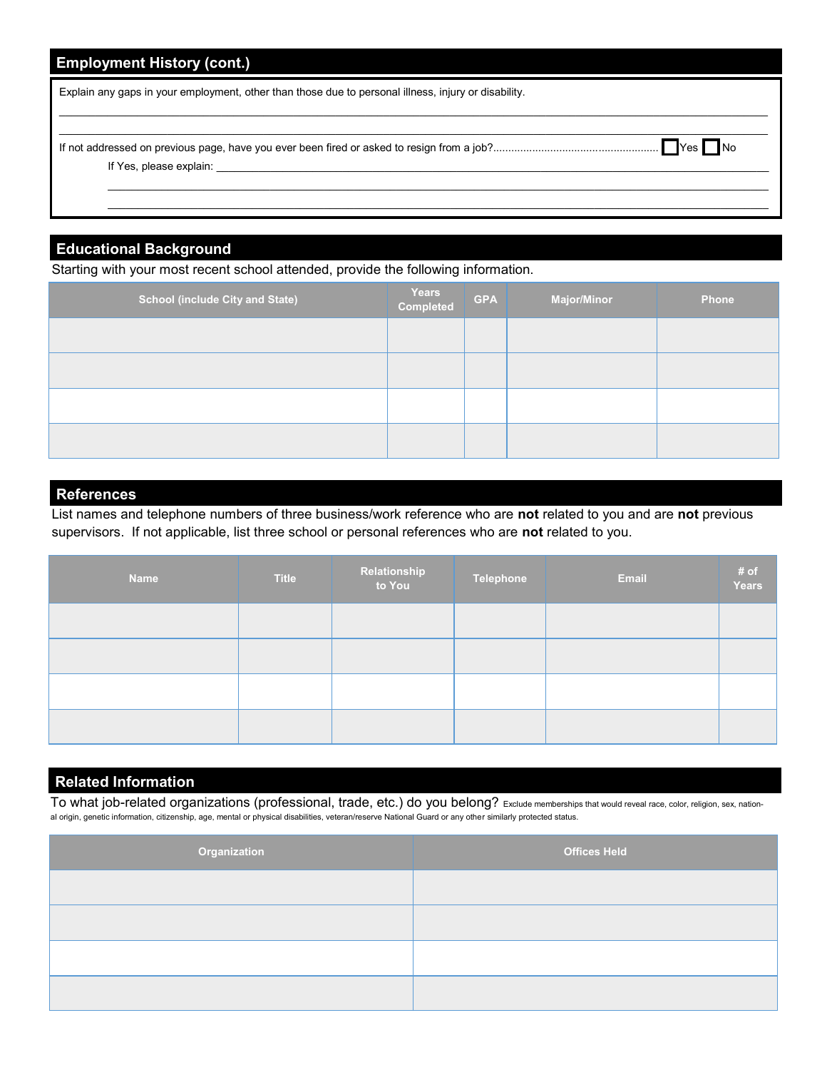## Employment History (cont.)

Explain any gaps in your employment, other than those due to personal illness, injury or disability.

______________________________________________________________________________

______________________________________________________________________________

If not addressed on previous page, have you ever been fired or asked to resign from a job?........................................................ ☐ Yes ☐ No

If Yes, please explain: ______________________________________________________________________________

______________________________________________________________________________

______________________________________________________________________________

## Educational Background

Starting with your most recent school attended, provide the following information.

| School (include City and State) | Years Completed | GPA | Major/Minor | Phone |
|---|---|---|---|---|
| | | | | |
| | | | | |
| | | | | |
| | | | | |

## References

List names and telephone numbers of three business/work reference who are **not** related to you and are **not** previous supervisors. If not applicable, list three school or personal references who are **not** related to you.

| Name | Title | Relationship to You | Telephone | Email | # of Years |
|---|---|---|---|---|---|
| | | | | | |
| | | | | | |
| | | | | | |
| | | | | | |

## Related Information

To what job-related organizations (professional, trade, etc.) do you belong? Exclude memberships that would reveal race, color, religion, sex, national origin, genetic information, citizenship, age, mental or physical disabilities, veteran/reserve National Guard or any other similarly protected status.

| Organization | Offices Held |
|---|---|
| | |
| | |
| | |
| | |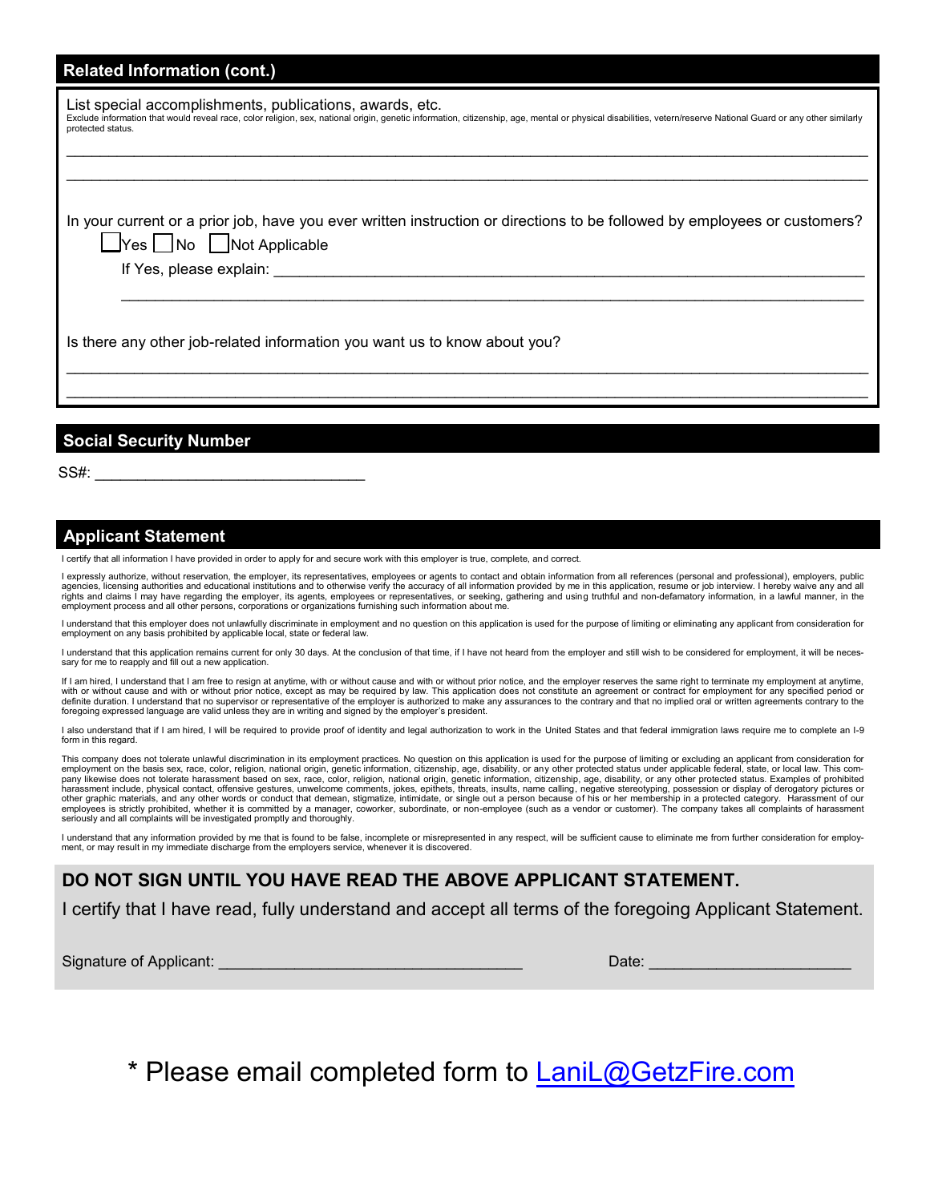## Related Information (cont.)

List special accomplishments, publications, awards, etc.

Exclude information that would reveal race, color religion, sex, national origin, genetic information, citizenship, age, mental or physical disabilities, vetern/reserve National Guard or any other similarly protected status.

______________________________________________________________________________________

______________________________________________________________________________________

In your current or a prior job, have you ever written instruction or directions to be followed by employees or customers?

☐ Yes ☐ No ☐ Not Applicable

If Yes, please explain: ______________________________________________________________

______________________________________________________________________________________

Is there any other job-related information you want us to know about you?

______________________________________________________________________________________

______________________________________________________________________________________

## Social Security Number

SS#: ______________________________

## Applicant Statement

I certify that all information I have provided in order to apply for and secure work with this employer is true, complete, and correct.

I expressly authorize, without reservation, the employer, its representatives, employees or agents to contact and obtain information from all references (personal and professional), employers, public agencies, licensing authorities and educational institutions and to otherwise verify the accuracy of all information provided by me in this application, resume or job interview. I hereby waive any and all rights and claims I may have regarding the employer, its agents, employees or representatives, or seeking, gathering and using truthful and non-defamatory information, in a lawful manner, in the employment process and all other persons, corporations or organizations furnishing such information about me.

I understand that this employer does not unlawfully discriminate in employment and no question on this application is used for the purpose of limiting or eliminating any applicant from consideration for employment on any basis prohibited by applicable local, state or federal law.

I understand that this application remains current for only 30 days. At the conclusion of that time, if I have not heard from the employer and still wish to be considered for employment, it will be necessary for me to reapply and fill out a new application.

If I am hired, I understand that I am free to resign at anytime, with or without cause and with or without prior notice, and the employer reserves the same right to terminate my employment at anytime, with or without cause and with or without prior notice, except as may be required by law. This application does not constitute an agreement or contract for employment for any specified period or definite duration. I understand that no supervisor or representative of the employer is authorized to make any assurances to the contrary and that no implied oral or written agreements contrary to the foregoing expressed language are valid unless they are in writing and signed by the employer's president.

I also understand that if I am hired, I will be required to provide proof of identity and legal authorization to work in the United States and that federal immigration laws require me to complete an I-9 form in this regard.

This company does not tolerate unlawful discrimination in its employment practices. No question on this application is used for the purpose of limiting or excluding an applicant from consideration for employment on the basis sex, race, color, religion, national origin, genetic information, citizenship, age, disability, or any other protected status under applicable federal, state, or local law. This company likewise does not tolerate harassment based on sex, race, color, religion, national origin, genetic information, citizenship, age, disability, or any other protected status. Examples of prohibited harassment include, physical contact, offensive gestures, unwelcome comments, jokes, epithets, threats, insults, name calling, negative stereotyping, possession or display of derogatory pictures or other graphic materials, and any other words or conduct that demean, stigmatize, intimidate, or single out a person because of his or her membership in a protected category. Harassment of our employees is strictly prohibited, whether it is committed by a manager, coworker, subordinate, or non-employee (such as a vendor or customer). The company takes all complaints of harassment seriously and all complaints will be investigated promptly and thoroughly.

I understand that any information provided by me that is found to be false, incomplete or misrepresented in any respect, will be sufficient cause to eliminate me from further consideration for employment, or may result in my immediate discharge from the employers service, whenever it is discovered.

**DO NOT SIGN UNTIL YOU HAVE READ THE ABOVE APPLICANT STATEMENT.**

I certify that I have read, fully understand and accept all terms of the foregoing Applicant Statement.

Signature of Applicant: ______________________________ Date: ____________________

\* Please email completed form to [LaniL@GetzFire.com](mailto:LaniL@GetzFire.com)